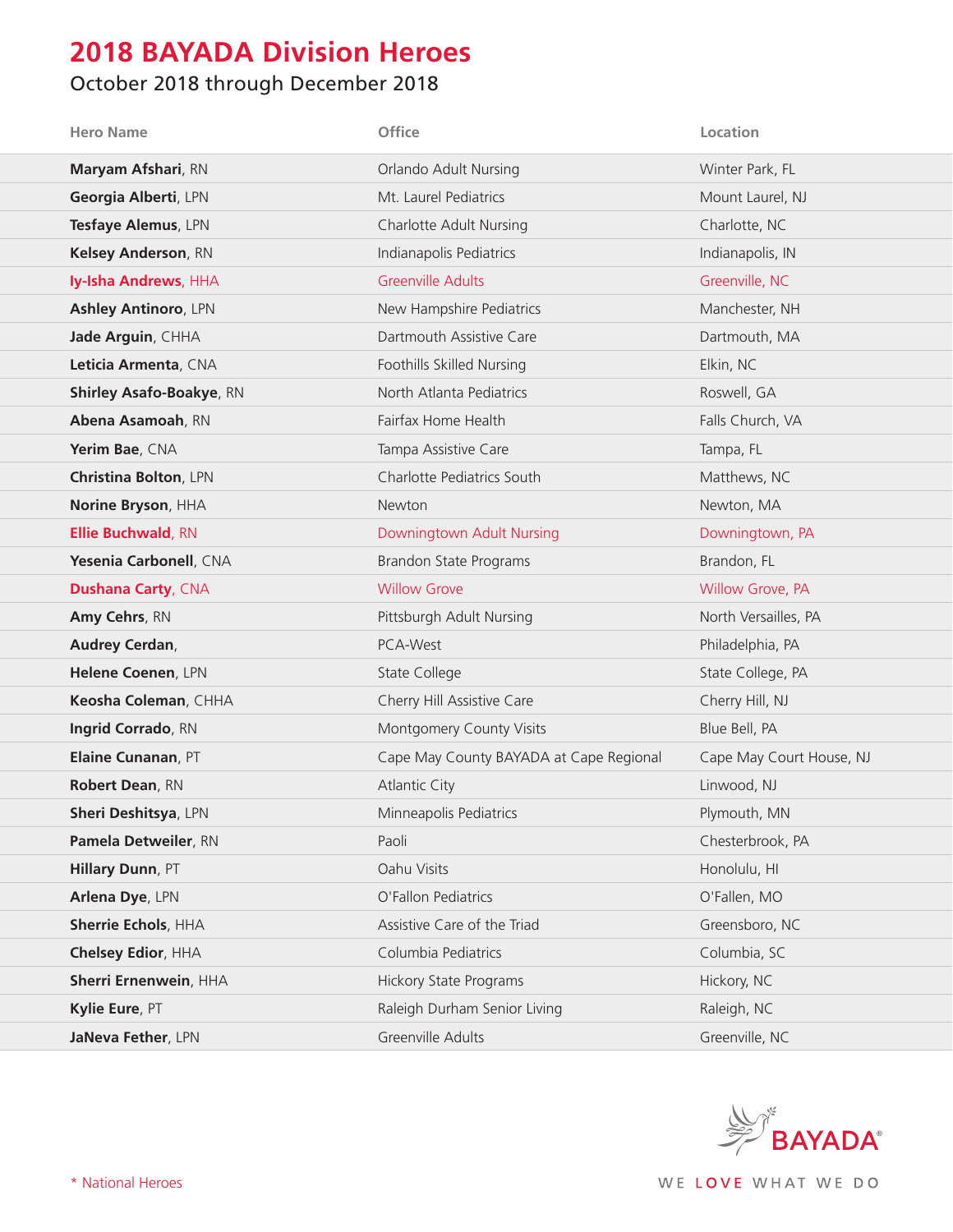# 2018 BAYADA Division Heroes

October 2018 through December 2018

| Hero Name | Office | Location |
|---|---|---|
| **Maryam Afshari**, RN | Orlando Adult Nursing | Winter Park, FL |
| **Georgia Alberti**, LPN | Mt. Laurel Pediatrics | Mount Laurel, NJ |
| **Tesfaye Alemus**, LPN | Charlotte Adult Nursing | Charlotte, NC |
| **Kelsey Anderson**, RN | Indianapolis Pediatrics | Indianapolis, IN |
| **Iy-Isha Andrews**, HHA | Greenville Adults | Greenville, NC |
| **Ashley Antinoro**, LPN | New Hampshire Pediatrics | Manchester, NH |
| **Jade Arguin**, CHHA | Dartmouth Assistive Care | Dartmouth, MA |
| **Leticia Armenta**, CNA | Foothills Skilled Nursing | Elkin, NC |
| **Shirley Asafo-Boakye**, RN | North Atlanta Pediatrics | Roswell, GA |
| **Abena Asamoah**, RN | Fairfax Home Health | Falls Church, VA |
| **Yerim Bae**, CNA | Tampa Assistive Care | Tampa, FL |
| **Christina Bolton**, LPN | Charlotte Pediatrics South | Matthews, NC |
| **Norine Bryson**, HHA | Newton | Newton, MA |
| **Ellie Buchwald**, RN | Downingtown Adult Nursing | Downingtown, PA |
| **Yesenia Carbonell**, CNA | Brandon State Programs | Brandon, FL |
| **Dushana Carty**, CNA | Willow Grove | Willow Grove, PA |
| **Amy Cehrs**, RN | Pittsburgh Adult Nursing | North Versailles, PA |
| **Audrey Cerdan**, | PCA-West | Philadelphia, PA |
| **Helene Coenen**, LPN | State College | State College, PA |
| **Keosha Coleman**, CHHA | Cherry Hill Assistive Care | Cherry Hill, NJ |
| **Ingrid Corrado**, RN | Montgomery County Visits | Blue Bell, PA |
| **Elaine Cunanan**, PT | Cape May County BAYADA at Cape Regional | Cape May Court House, NJ |
| **Robert Dean**, RN | Atlantic City | Linwood, NJ |
| **Sheri Deshitsya**, LPN | Minneapolis Pediatrics | Plymouth, MN |
| **Pamela Detweiler**, RN | Paoli | Chesterbrook, PA |
| **Hillary Dunn**, PT | Oahu Visits | Honolulu, HI |
| **Arlena Dye**, LPN | O'Fallon Pediatrics | O'Fallen, MO |
| **Sherrie Echols**, HHA | Assistive Care of the Triad | Greensboro, NC |
| **Chelsey Edior**, HHA | Columbia Pediatrics | Columbia, SC |
| **Sherri Ernenwein**, HHA | Hickory State Programs | Hickory, NC |
| **Kylie Eure**, PT | Raleigh Durham Senior Living | Raleigh, NC |
| **JaNeva Fether**, LPN | Greenville Adults | Greenville, NC |

* National Heroes

BAYADA®

WE LOVE WHAT WE DO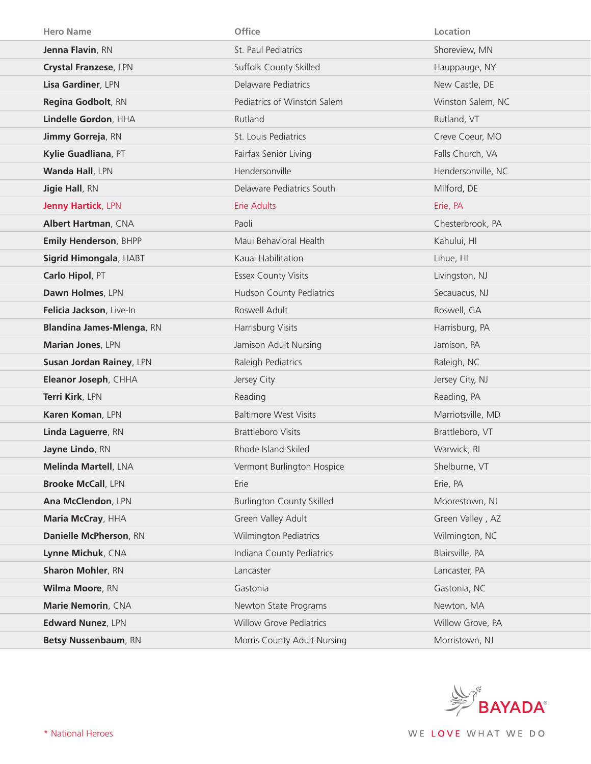| Hero Name | Office | Location |
|---|---|---|
| **Jenna Flavin**, RN | St. Paul Pediatrics | Shoreview, MN |
| **Crystal Franzese**, LPN | Suffolk County Skilled | Hauppauge, NY |
| **Lisa Gardiner**, LPN | Delaware Pediatrics | New Castle, DE |
| **Regina Godbolt**, RN | Pediatrics of Winston Salem | Winston Salem, NC |
| **Lindelle Gordon**, HHA | Rutland | Rutland, VT |
| **Jimmy Gorreja**, RN | St. Louis Pediatrics | Creve Coeur, MO |
| **Kylie Guadliana**, PT | Fairfax Senior Living | Falls Church, VA |
| **Wanda Hall**, LPN | Hendersonville | Hendersonville, NC |
| **Jigie Hall**, RN | Delaware Pediatrics South | Milford, DE |
| **Jenny Hartick**, LPN | Erie Adults | Erie, PA |
| **Albert Hartman**, CNA | Paoli | Chesterbrook, PA |
| **Emily Henderson**, BHPP | Maui Behavioral Health | Kahului, HI |
| **Sigrid Himongala**, HABT | Kauai Habilitation | Lihue, HI |
| **Carlo Hipol**, PT | Essex County Visits | Livingston, NJ |
| **Dawn Holmes**, LPN | Hudson County Pediatrics | Secaucus, NJ |
| **Felicia Jackson**, Live-In | Roswell Adult | Roswell, GA |
| **Blandina James-Mlenga**, RN | Harrisburg Visits | Harrisburg, PA |
| **Marian Jones**, LPN | Jamison Adult Nursing | Jamison, PA |
| **Susan Jordan Rainey**, LPN | Raleigh Pediatrics | Raleigh, NC |
| **Eleanor Joseph**, CHHA | Jersey City | Jersey City, NJ |
| **Terri Kirk**, LPN | Reading | Reading, PA |
| **Karen Koman**, LPN | Baltimore West Visits | Marriotsville, MD |
| **Linda Laguerre**, RN | Brattleboro Visits | Brattleboro, VT |
| **Jayne Lindo**, RN | Rhode Island Skiled | Warwick, RI |
| **Melinda Martell**, LNA | Vermont Burlington Hospice | Shelburne, VT |
| **Brooke McCall**, LPN | Erie | Erie, PA |
| **Ana McClendon**, LPN | Burlington County Skilled | Moorestown, NJ |
| **Maria McCray**, HHA | Green Valley Adult | Green Valley , AZ |
| **Danielle McPherson**, RN | Wilmington Pediatrics | Wilmington, NC |
| **Lynne Michuk**, CNA | Indiana County Pediatrics | Blairsville, PA |
| **Sharon Mohler**, RN | Lancaster | Lancaster, PA |
| **Wilma Moore**, RN | Gastonia | Gastonia, NC |
| **Marie Nemorin**, CNA | Newton State Programs | Newton, MA |
| **Edward Nunez**, LPN | Willow Grove Pediatrics | Willow Grove, PA |
| **Betsy Nussenbaum**, RN | Morris County Adult Nursing | Morristown, NJ |

* National Heroes

BAYADA®

WE LOVE WHAT WE DO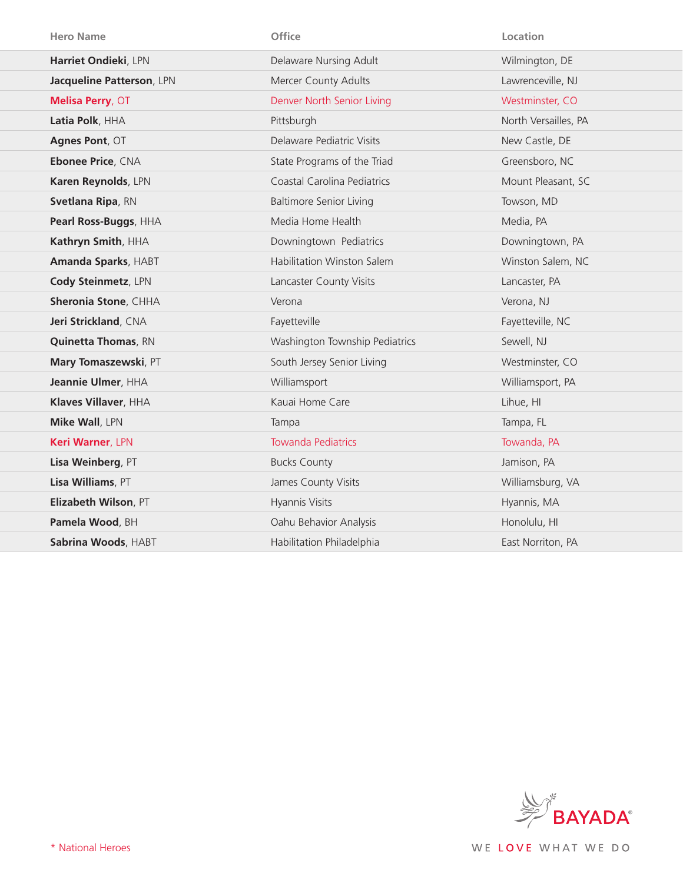| Hero Name | Office | Location |
|---|---|---|
| **Harriet Ondieki**, LPN | Delaware Nursing Adult | Wilmington, DE |
| **Jacqueline Patterson**, LPN | Mercer County Adults | Lawrenceville, NJ |
| **Melisa Perry**, OT | Denver North Senior Living | Westminster, CO |
| **Latia Polk**, HHA | Pittsburgh | North Versailles, PA |
| **Agnes Pont**, OT | Delaware Pediatric Visits | New Castle, DE |
| **Ebonee Price**, CNA | State Programs of the Triad | Greensboro, NC |
| **Karen Reynolds**, LPN | Coastal Carolina Pediatrics | Mount Pleasant, SC |
| **Svetlana Ripa**, RN | Baltimore Senior Living | Towson, MD |
| **Pearl Ross-Buggs**, HHA | Media Home Health | Media, PA |
| **Kathryn Smith**, HHA | Downingtown Pediatrics | Downingtown, PA |
| **Amanda Sparks**, HABT | Habilitation Winston Salem | Winston Salem, NC |
| **Cody Steinmetz**, LPN | Lancaster County Visits | Lancaster, PA |
| **Sheronia Stone**, CHHA | Verona | Verona, NJ |
| **Jeri Strickland**, CNA | Fayetteville | Fayetteville, NC |
| **Quinetta Thomas**, RN | Washington Township Pediatrics | Sewell, NJ |
| **Mary Tomaszewski**, PT | South Jersey Senior Living | Westminster, CO |
| **Jeannie Ulmer**, HHA | Williamsport | Williamsport, PA |
| **Klaves Villaver**, HHA | Kauai Home Care | Lihue, HI |
| **Mike Wall**, LPN | Tampa | Tampa, FL |
| **Keri Warner**, LPN | Towanda Pediatrics | Towanda, PA |
| **Lisa Weinberg**, PT | Bucks County | Jamison, PA |
| **Lisa Williams**, PT | James County Visits | Williamsburg, VA |
| **Elizabeth Wilson**, PT | Hyannis Visits | Hyannis, MA |
| **Pamela Wood**, BH | Oahu Behavior Analysis | Honolulu, HI |
| **Sabrina Woods**, HABT | Habilitation Philadelphia | East Norriton, PA |

* National Heroes

BAYADA®

WE LOVE WHAT WE DO